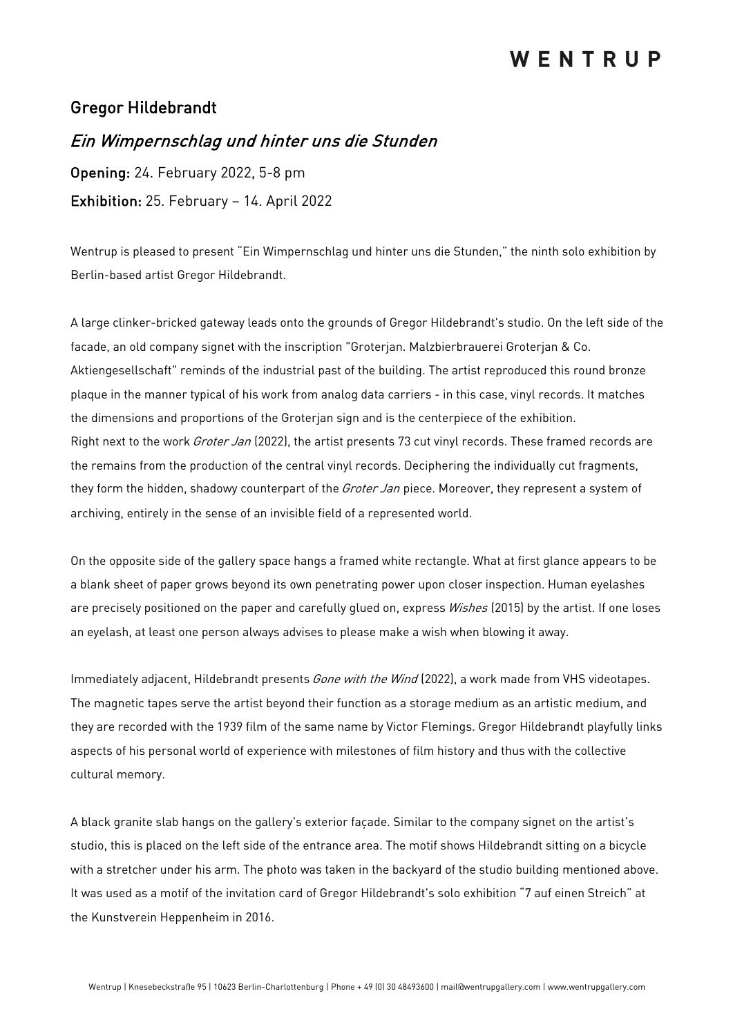# Gregor Hildebrandt

## *Ein Wimpernschlag und hinter uns die Stunden*

**Opening:** 24. February 2022, 5-8 pm

**Exhibition:** 25. February – 14. April 2022

Wentrup is pleased to present "Ein Wimpernschlag und hinter uns die Stunden," the ninth solo exhibition by Berlin-based artist Gregor Hildebrandt.

A large clinker-bricked gateway leads onto the grounds of Gregor Hildebrandt's studio. On the left side of the facade, an old company signet with the inscription "Groterjan. Malzbierbrauerei Groterjan & Co. Aktiengesellschaft" reminds of the industrial past of the building. The artist reproduced this round bronze plaque in the manner typical of his work from analog data carriers - in this case, vinyl records. It matches the dimensions and proportions of the Groterjan sign and is the centerpiece of the exhibition. Right next to the work *Groter Jan* (2022), the artist presents 73 cut vinyl records. These framed records are the remains from the production of the central vinyl records. Deciphering the individually cut fragments, they form the hidden, shadowy counterpart of the *Groter Jan* piece. Moreover, they represent a system of archiving, entirely in the sense of an invisible field of a represented world.

On the opposite side of the gallery space hangs a framed white rectangle. What at first glance appears to be a blank sheet of paper grows beyond its own penetrating power upon closer inspection. Human eyelashes are precisely positioned on the paper and carefully glued on, express *Wishes* (2015) by the artist. If one loses an eyelash, at least one person always advises to please make a wish when blowing it away.

Immediately adjacent, Hildebrandt presents *Gone with the Wind* (2022), a work made from VHS videotapes. The magnetic tapes serve the artist beyond their function as a storage medium as an artistic medium, and they are recorded with the 1939 film of the same name by Victor Flemings. Gregor Hildebrandt playfully links aspects of his personal world of experience with milestones of film history and thus with the collective cultural memory.

A black granite slab hangs on the gallery's exterior façade. Similar to the company signet on the artist's studio, this is placed on the left side of the entrance area. The motif shows Hildebrandt sitting on a bicycle with a stretcher under his arm. The photo was taken in the backyard of the studio building mentioned above. It was used as a motif of the invitation card of Gregor Hildebrandt's solo exhibition "7 auf einen Streich" at the Kunstverein Heppenheim in 2016.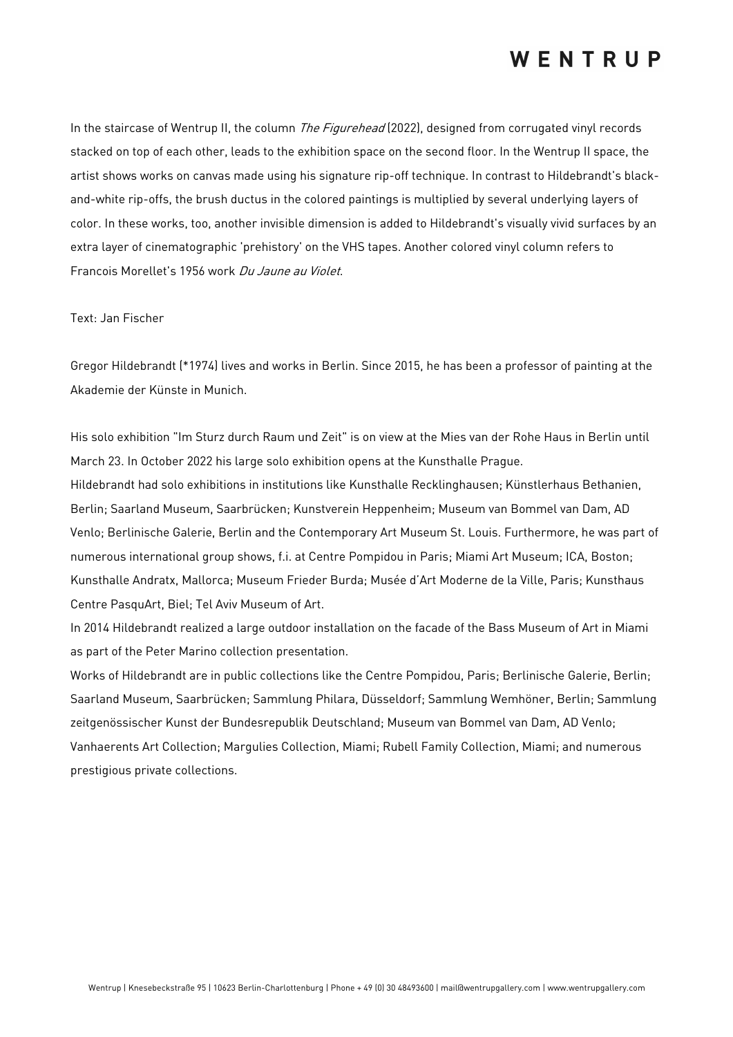In the staircase of Wentrup II, the column *The Figurehead* (2022), designed from corrugated vinyl records stacked on top of each other, leads to the exhibition space on the second floor. In the Wentrup II space, the artist shows works on canvas made using his signature rip-off technique. In contrast to Hildebrandt's black-and-white rip-offs, the brush ductus in the colored paintings is multiplied by several underlying layers of color. In these works, too, another invisible dimension is added to Hildebrandt's visually vivid surfaces by an extra layer of cinematographic 'prehistory' on the VHS tapes. Another colored vinyl column refers to Francois Morellet's 1956 work *Du Jaune au Violet*.

Text: Jan Fischer

Gregor Hildebrandt (*1974) lives and works in Berlin. Since 2015, he has been a professor of painting at the Akademie der Künste in Munich.

His solo exhibition "Im Sturz durch Raum und Zeit" is on view at the Mies van der Rohe Haus in Berlin until March 23. In October 2022 his large solo exhibition opens at the Kunsthalle Prague.
Hildebrandt had solo exhibitions in institutions like Kunsthalle Recklinghausen; Künstlerhaus Bethanien, Berlin; Saarland Museum, Saarbrücken; Kunstverein Heppenheim; Museum van Bommel van Dam, AD Venlo; Berlinische Galerie, Berlin and the Contemporary Art Museum St. Louis. Furthermore, he was part of numerous international group shows, f.i. at Centre Pompidou in Paris; Miami Art Museum; ICA, Boston; Kunsthalle Andratx, Mallorca; Museum Frieder Burda; Musée d'Art Moderne de la Ville, Paris; Kunsthaus Centre PasquArt, Biel; Tel Aviv Museum of Art.
In 2014 Hildebrandt realized a large outdoor installation on the facade of the Bass Museum of Art in Miami as part of the Peter Marino collection presentation.
Works of Hildebrandt are in public collections like the Centre Pompidou, Paris; Berlinische Galerie, Berlin; Saarland Museum, Saarbrücken; Sammlung Philara, Düsseldorf; Sammlung Wemhöner, Berlin; Sammlung zeitgenössischer Kunst der Bundesrepublik Deutschland; Museum van Bommel van Dam, AD Venlo; Vanhaerents Art Collection; Margulies Collection, Miami; Rubell Family Collection, Miami; and numerous prestigious private collections.